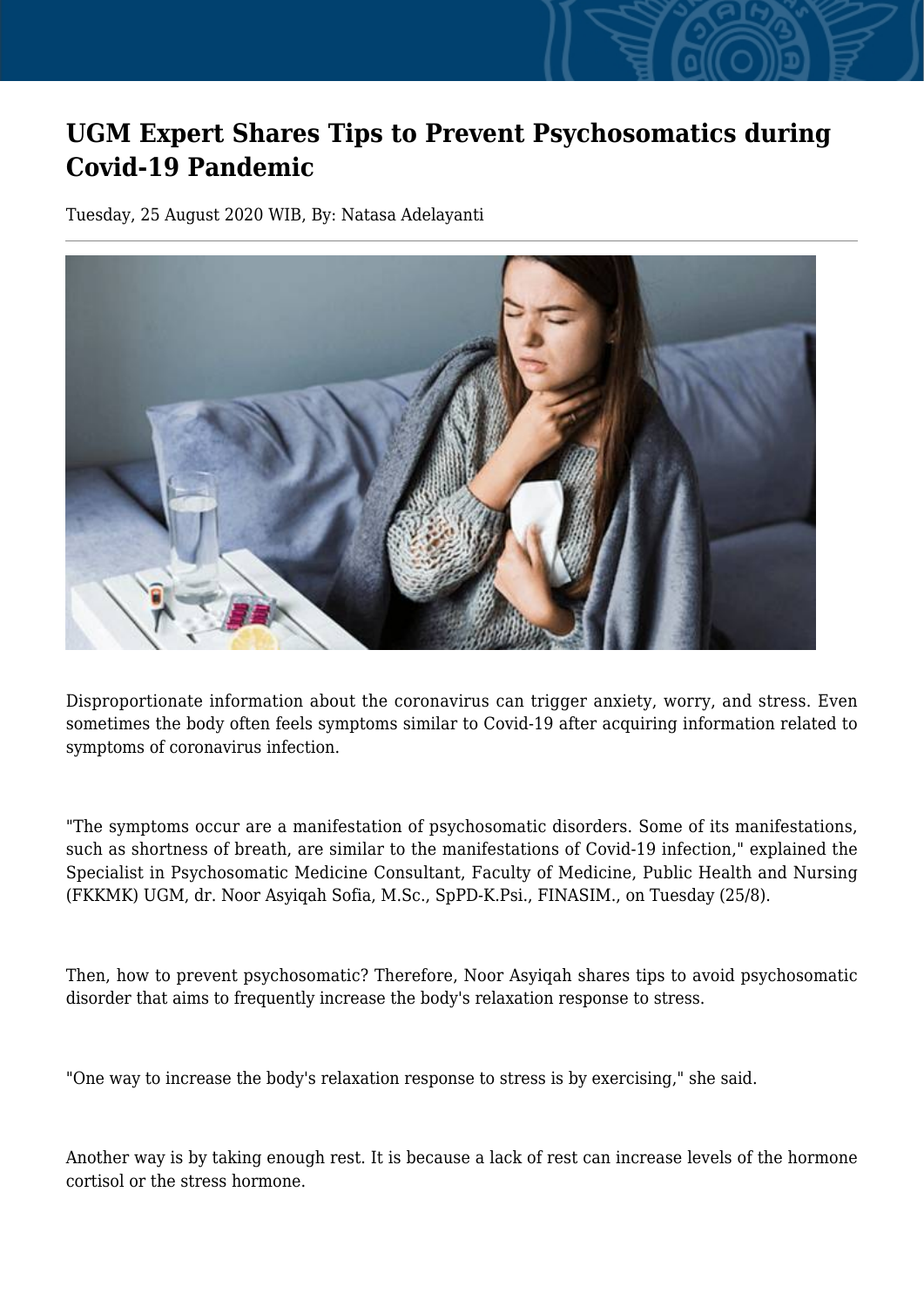# UGM Expert Shares Tips to Prevent Psychosomatics during Covid-19 Pandemic

Tuesday, 25 August 2020 WIB, By: Natasa Adelayanti

Disproportionate information about the coronavirus can trigger anxiety, worry, and stress. Even sometimes the body often feels symptoms similar to Covid-19 after acquiring information related to symptoms of coronavirus infection.

"The symptoms occur are a manifestation of psychosomatic disorders. Some of its manifestations, such as shortness of breath, are similar to the manifestations of Covid-19 infection," explained the Specialist in Psychosomatic Medicine Consultant, Faculty of Medicine, Public Health and Nursing (FKKMK) UGM, dr. Noor Asyiqah Sofia, M.Sc., SpPD-K.Psi., FINASIM., on Tuesday (25/8).

Then, how to prevent psychosomatic? Therefore, Noor Asyiqah shares tips to avoid psychosomatic disorder that aims to frequently increase the body's relaxation response to stress.

"One way to increase the body's relaxation response to stress is by exercising," she said.

Another way is by taking enough rest. It is because a lack of rest can increase levels of the hormone cortisol or the stress hormone.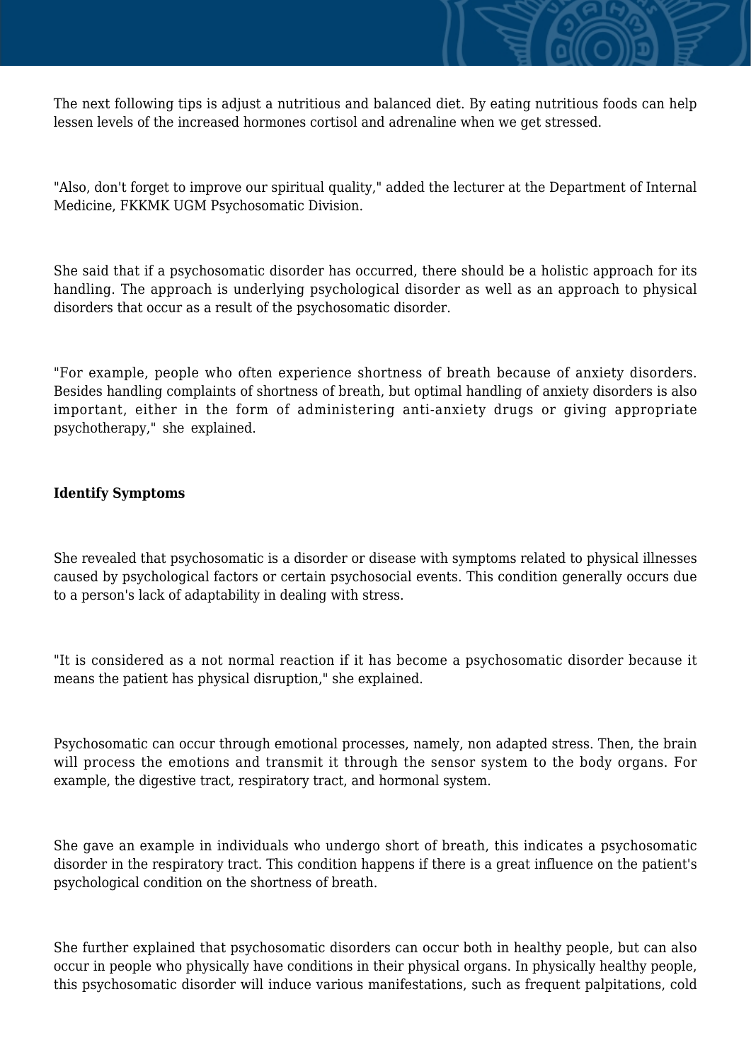The next following tips is adjust a nutritious and balanced diet. By eating nutritious foods can help lessen levels of the increased hormones cortisol and adrenaline when we get stressed.

"Also, don't forget to improve our spiritual quality," added the lecturer at the Department of Internal Medicine, FKKMK UGM Psychosomatic Division.

She said that if a psychosomatic disorder has occurred, there should be a holistic approach for its handling. The approach is underlying psychological disorder as well as an approach to physical disorders that occur as a result of the psychosomatic disorder.

"For example, people who often experience shortness of breath because of anxiety disorders. Besides handling complaints of shortness of breath, but optimal handling of anxiety disorders is also important, either in the form of administering anti-anxiety drugs or giving appropriate psychotherapy," she explained.

**Identify Symptoms**

She revealed that psychosomatic is a disorder or disease with symptoms related to physical illnesses caused by psychological factors or certain psychosocial events. This condition generally occurs due to a person's lack of adaptability in dealing with stress.

"It is considered as a not normal reaction if it has become a psychosomatic disorder because it means the patient has physical disruption," she explained.

Psychosomatic can occur through emotional processes, namely, non adapted stress. Then, the brain will process the emotions and transmit it through the sensor system to the body organs. For example, the digestive tract, respiratory tract, and hormonal system.

She gave an example in individuals who undergo short of breath, this indicates a psychosomatic disorder in the respiratory tract. This condition happens if there is a great influence on the patient's psychological condition on the shortness of breath.

She further explained that psychosomatic disorders can occur both in healthy people, but can also occur in people who physically have conditions in their physical organs. In physically healthy people, this psychosomatic disorder will induce various manifestations, such as frequent palpitations, cold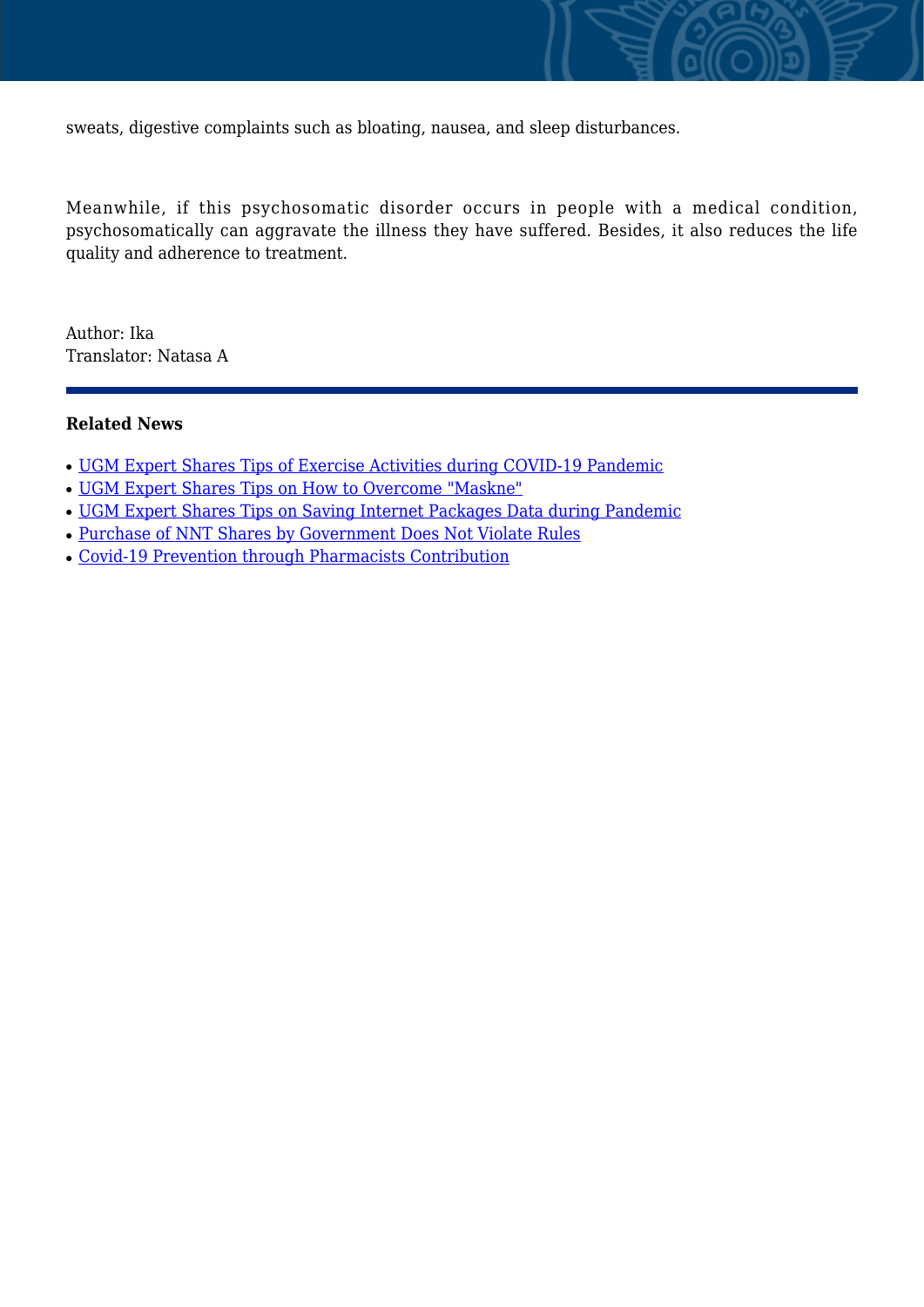sweats, digestive complaints such as bloating, nausea, and sleep disturbances.

Meanwhile, if this psychosomatic disorder occurs in people with a medical condition, psychosomatically can aggravate the illness they have suffered. Besides, it also reduces the life quality and adherence to treatment.

Author: Ika
Translator: Natasa A

---

**Related News**

- UGM Expert Shares Tips of Exercise Activities during COVID-19 Pandemic
- UGM Expert Shares Tips on How to Overcome "Maskne"
- UGM Expert Shares Tips on Saving Internet Packages Data during Pandemic
- Purchase of NNT Shares by Government Does Not Violate Rules
- Covid-19 Prevention through Pharmacists Contribution